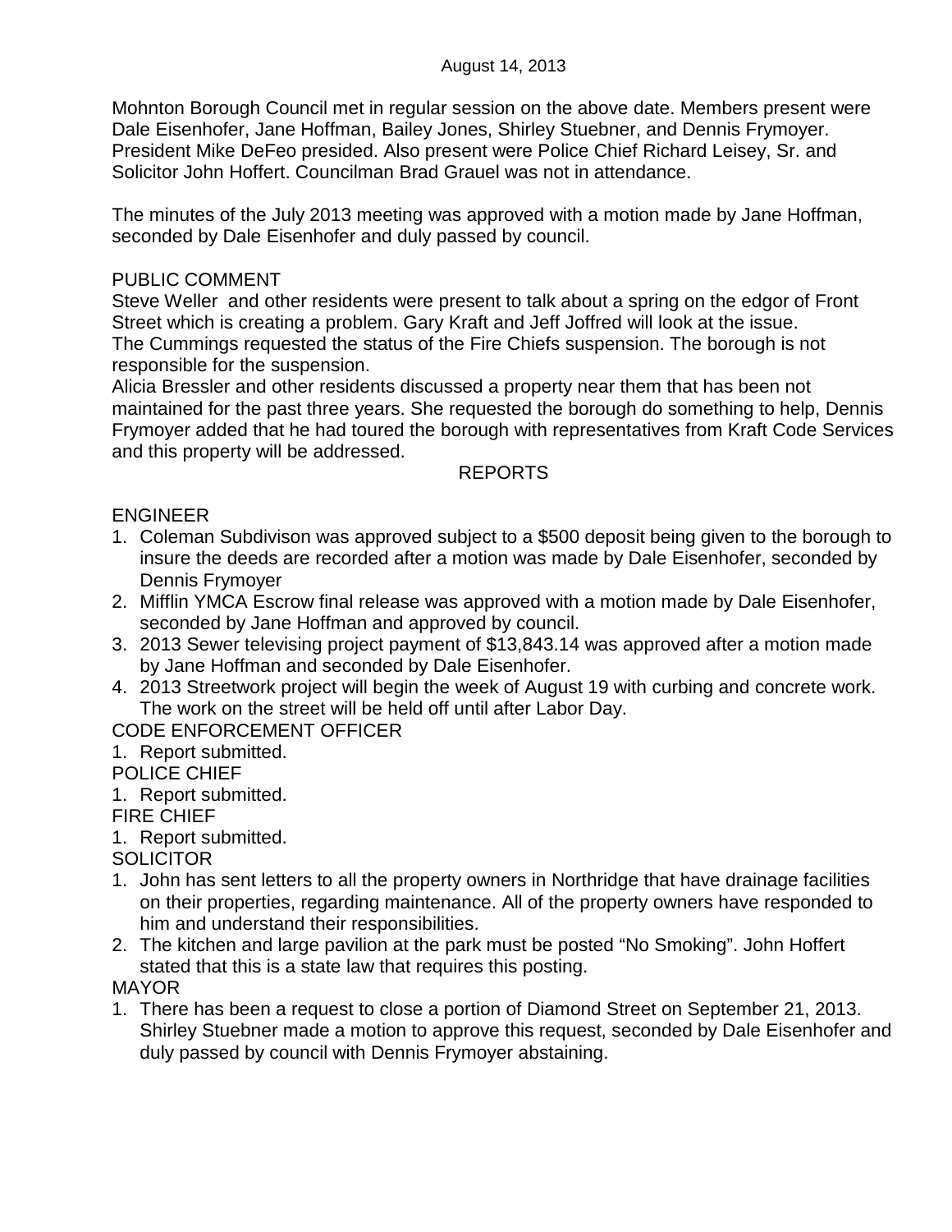August 14, 2013

Mohnton Borough Council met in regular session on the above date. Members present were Dale Eisenhofer, Jane Hoffman, Bailey Jones, Shirley Stuebner, and Dennis Frymoyer. President Mike DeFeo presided. Also present were Police Chief Richard Leisey, Sr. and Solicitor John Hoffert. Councilman Brad Grauel was not in attendance.

The minutes of the July 2013 meeting was approved with a motion made by Jane Hoffman, seconded by Dale Eisenhofer and duly passed by council.

PUBLIC COMMENT

Steve Weller and other residents were present to talk about a spring on the edgor of Front Street which is creating a problem. Gary Kraft and Jeff Joffred will look at the issue.
The Cummings requested the status of the Fire Chiefs suspension. The borough is not responsible for the suspension.
Alicia Bressler and other residents discussed a property near them that has been not maintained for the past three years. She requested the borough do something to help, Dennis Frymoyer added that he had toured the borough with representatives from Kraft Code Services and this property will be addressed.

REPORTS

ENGINEER

1. Coleman Subdivison was approved subject to a $500 deposit being given to the borough to insure the deeds are recorded after a motion was made by Dale Eisenhofer, seconded by Dennis Frymoyer
2. Mifflin YMCA Escrow final release was approved with a motion made by Dale Eisenhofer, seconded by Jane Hoffman and approved by council.
3. 2013 Sewer televising project payment of $13,843.14 was approved after a motion made by Jane Hoffman and seconded by Dale Eisenhofer.
4. 2013 Streetwork project will begin the week of August 19 with curbing and concrete work. The work on the street will be held off until after Labor Day.

CODE ENFORCEMENT OFFICER

1. Report submitted.

POLICE CHIEF

1. Report submitted.

FIRE CHIEF

1. Report submitted.

SOLICITOR

1. John has sent letters to all the property owners in Northridge that have drainage facilities on their properties, regarding maintenance. All of the property owners have responded to him and understand their responsibilities.
2. The kitchen and large pavilion at the park must be posted "No Smoking". John Hoffert stated that this is a state law that requires this posting.

MAYOR

1. There has been a request to close a portion of Diamond Street on September 21, 2013. Shirley Stuebner made a motion to approve this request, seconded by Dale Eisenhofer and duly passed by council with Dennis Frymoyer abstaining.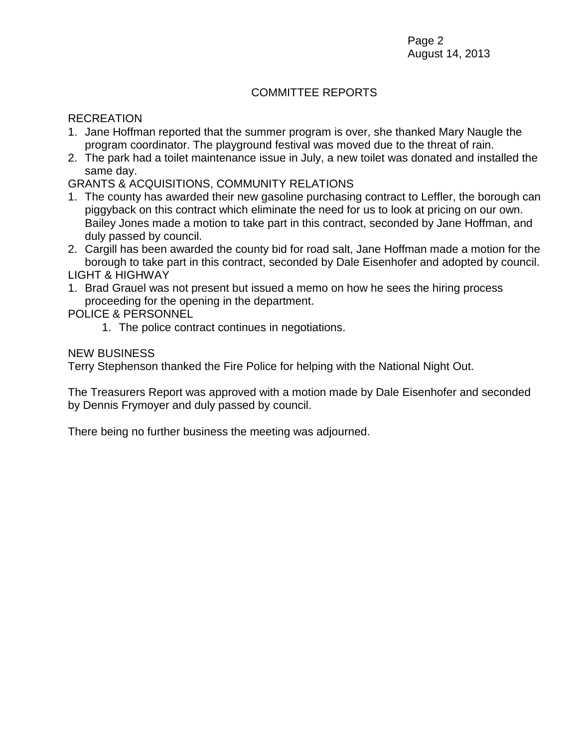## COMMITTEE REPORTS

RECREATION

1. Jane Hoffman reported that the summer program is over, she thanked Mary Naugle the program coordinator. The playground festival was moved due to the threat of rain.
2. The park had a toilet maintenance issue in July, a new toilet was donated and installed the same day.

GRANTS & ACQUISITIONS, COMMUNITY RELATIONS

1. The county has awarded their new gasoline purchasing contract to Leffler, the borough can piggyback on this contract which eliminate the need for us to look at pricing on our own. Bailey Jones made a motion to take part in this contract, seconded by Jane Hoffman, and duly passed by council.
2. Cargill has been awarded the county bid for road salt, Jane Hoffman made a motion for the borough to take part in this contract, seconded by Dale Eisenhofer and adopted by council.

LIGHT & HIGHWAY

1. Brad Grauel was not present but issued a memo on how he sees the hiring process proceeding for the opening in the department.

POLICE & PERSONNEL

1. The police contract continues in negotiations.

NEW BUSINESS

Terry Stephenson thanked the Fire Police for helping with the National Night Out.

The Treasurers Report was approved with a motion made by Dale Eisenhofer and seconded by Dennis Frymoyer and duly passed by council.

There being no further business the meeting was adjourned.